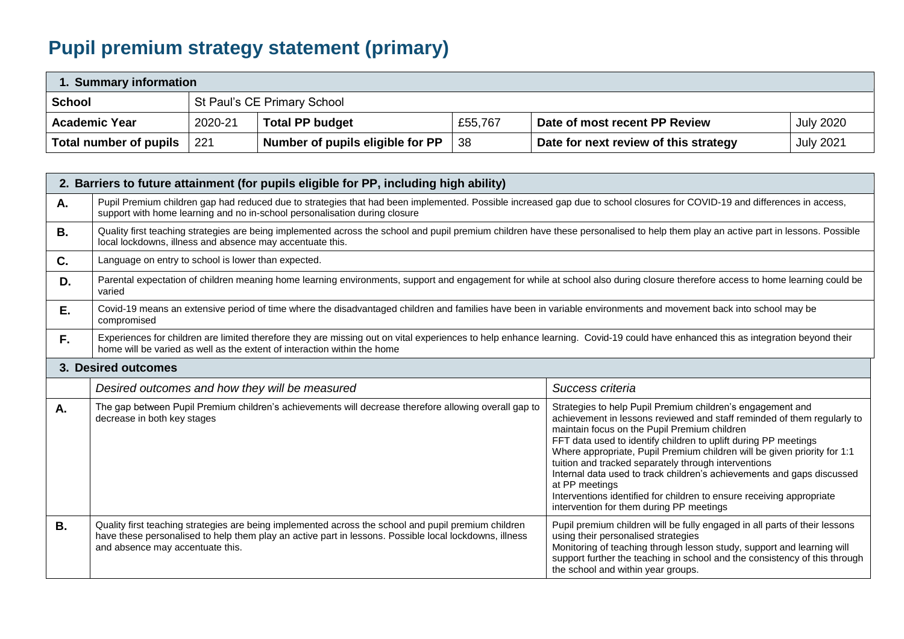# Pupil premium strategy statement (primary)

| 1. Summary information | | | | | |
|---|---|---|---|---|---|
| **School** | St Paul's CE Primary School | | | | |
| **Academic Year** | 2020-21 | **Total PP budget** | £55,767 | **Date of most recent PP Review** | July 2020 |
| **Total number of pupils** | 221 | **Number of pupils eligible for PP** | 38 | **Date for next review of this strategy** | July 2021 |

| 2. Barriers to future attainment (for pupils eligible for PP, including high ability) | |
|---|---|
| **A.** | Pupil Premium children gap had reduced due to strategies that had been implemented. Possible increased gap due to school closures for COVID-19 and differences in access, support with home learning and no in-school personalisation during closure |
| **B.** | Quality first teaching strategies are being implemented across the school and pupil premium children have these personalised to help them play an active part in lessons. Possible local lockdowns, illness and absence may accentuate this. |
| **C.** | Language on entry to school is lower than expected. |
| **D.** | Parental expectation of children meaning home learning environments, support and engagement for while at school also during closure therefore access to home learning could be varied |
| **E.** | Covid-19 means an extensive period of time where the disadvantaged children and families have been in variable environments and movement back into school may be compromised |
| **F.** | Experiences for children are limited therefore they are missing out on vital experiences to help enhance learning. Covid-19 could have enhanced this as integration beyond their home will be varied as well as the extent of interaction within the home |

| 3. Desired outcomes | | |
|---|---|---|
| | *Desired outcomes and how they will be measured* | *Success criteria* |
| **A.** | The gap between Pupil Premium children's achievements will decrease therefore allowing overall gap to decrease in both key stages | Strategies to help Pupil Premium children's engagement and achievement in lessons reviewed and staff reminded of them regularly to maintain focus on the Pupil Premium children<br>FFT data used to identify children to uplift during PP meetings<br>Where appropriate, Pupil Premium children will be given priority for 1:1 tuition and tracked separately through interventions<br>Internal data used to track children's achievements and gaps discussed at PP meetings<br>Interventions identified for children to ensure receiving appropriate intervention for them during PP meetings |
| **B.** | Quality first teaching strategies are being implemented across the school and pupil premium children have these personalised to help them play an active part in lessons. Possible local lockdowns, illness and absence may accentuate this. | Pupil premium children will be fully engaged in all parts of their lessons using their personalised strategies<br>Monitoring of teaching through lesson study, support and learning will support further the teaching in school and the consistency of this through the school and within year groups. |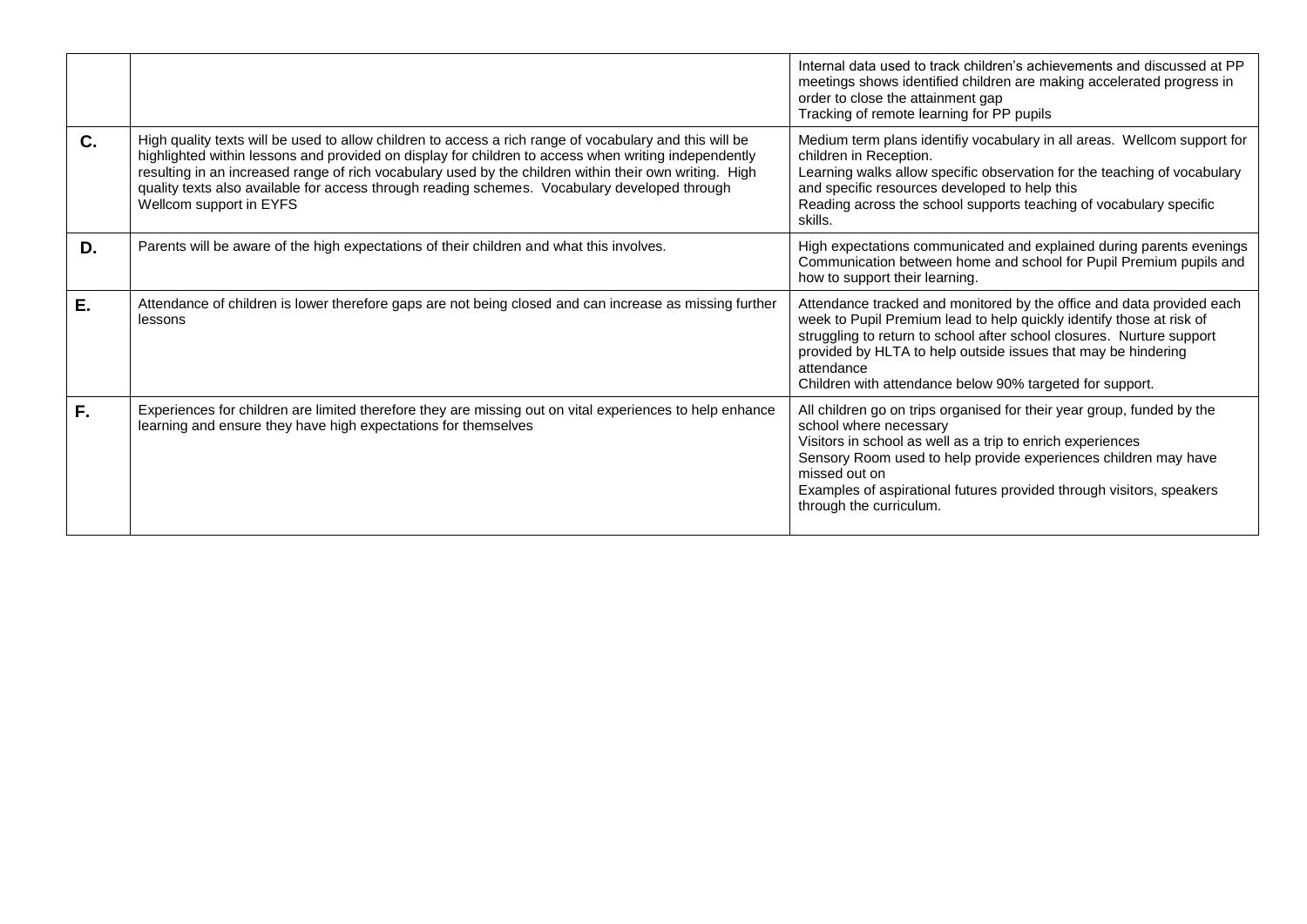| | | |
|---|---|---|
| | | Internal data used to track children's achievements and discussed at PP meetings shows identified children are making accelerated progress in order to close the attainment gap<br>Tracking of remote learning for PP pupils |
| **C.** | High quality texts will be used to allow children to access a rich range of vocabulary and this will be highlighted within lessons and provided on display for children to access when writing independently resulting in an increased range of rich vocabulary used by the children within their own writing. High quality texts also available for access through reading schemes. Vocabulary developed through Wellcom support in EYFS | Medium term plans identifiy vocabulary in all areas. Wellcom support for children in Reception.<br>Learning walks allow specific observation for the teaching of vocabulary and specific resources developed to help this<br>Reading across the school supports teaching of vocabulary specific skills. |
| **D.** | Parents will be aware of the high expectations of their children and what this involves. | High expectations communicated and explained during parents evenings<br>Communication between home and school for Pupil Premium pupils and how to support their learning. |
| **E.** | Attendance of children is lower therefore gaps are not being closed and can increase as missing further lessons | Attendance tracked and monitored by the office and data provided each week to Pupil Premium lead to help quickly identify those at risk of struggling to return to school after school closures. Nurture support provided by HLTA to help outside issues that may be hindering attendance<br>Children with attendance below 90% targeted for support. |
| **F.** | Experiences for children are limited therefore they are missing out on vital experiences to help enhance learning and ensure they have high expectations for themselves | All children go on trips organised for their year group, funded by the school where necessary<br>Visitors in school as well as a trip to enrich experiences<br>Sensory Room used to help provide experiences children may have missed out on<br>Examples of aspirational futures provided through visitors, speakers through the curriculum. |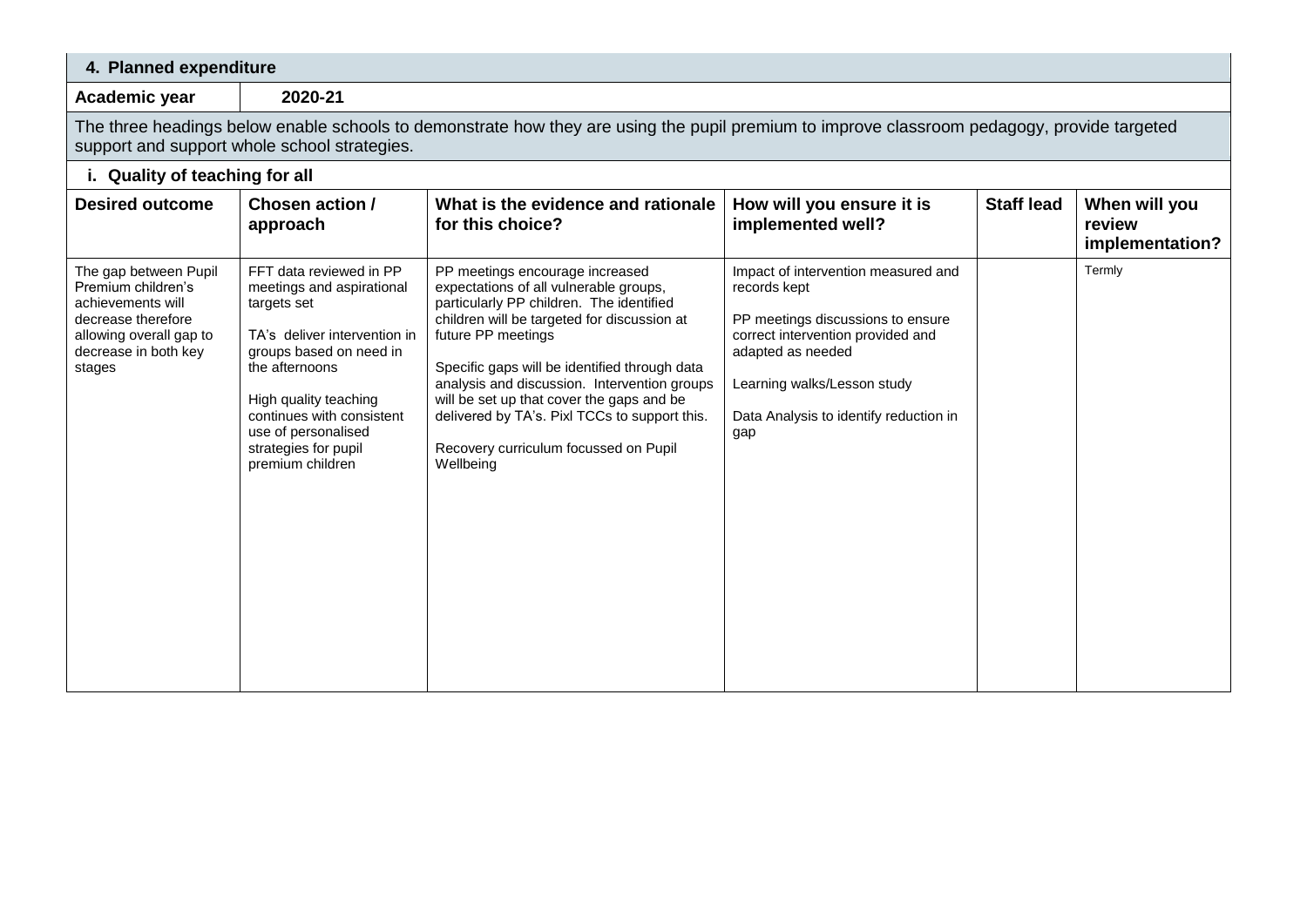## 4. Planned expenditure

**Academic year** | **2020-21**

The three headings below enable schools to demonstrate how they are using the pupil premium to improve classroom pedagogy, provide targeted support and support whole school strategies.

### i. Quality of teaching for all

| Desired outcome | Chosen action / approach | What is the evidence and rationale for this choice? | How will you ensure it is implemented well? | Staff lead | When will you review implementation? |
|---|---|---|---|---|---|
| The gap between Pupil Premium children's achievements will decrease therefore allowing overall gap to decrease in both key stages | FFT data reviewed in PP meetings and aspirational targets set<br><br>TA's deliver intervention in groups based on need in the afternoons<br><br>High quality teaching continues with consistent use of personalised strategies for pupil premium children | PP meetings encourage increased expectations of all vulnerable groups, particularly PP children. The identified children will be targeted for discussion at future PP meetings<br><br>Specific gaps will be identified through data analysis and discussion. Intervention groups will be set up that cover the gaps and be delivered by TA's. Pixl TCCs to support this.<br><br>Recovery curriculum focussed on Pupil Wellbeing | Impact of intervention measured and records kept<br><br>PP meetings discussions to ensure correct intervention provided and adapted as needed<br><br>Learning walks/Lesson study<br><br>Data Analysis to identify reduction in gap | | Termly |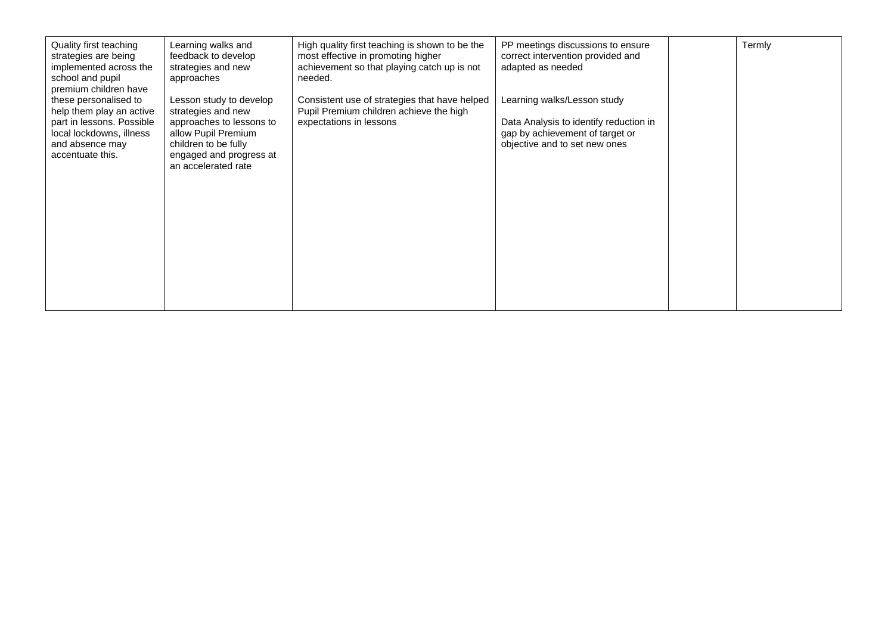| | | | | | |
|---|---|---|---|---|---|
| Quality first teaching strategies are being implemented across the school and pupil premium children have these personalised to help them play an active part in lessons. Possible local lockdowns, illness and absence may accentuate this. | Learning walks and feedback to develop strategies and new approaches<br><br>Lesson study to develop strategies and new approaches to lessons to allow Pupil Premium children to be fully engaged and progress at an accelerated rate | High quality first teaching is shown to be the most effective in promoting higher achievement so that playing catch up is not needed.<br><br>Consistent use of strategies that have helped Pupil Premium children achieve the high expectations in lessons | PP meetings discussions to ensure correct intervention provided and adapted as needed<br><br>Learning walks/Lesson study<br><br>Data Analysis to identify reduction in gap by achievement of target or objective and to set new ones | | Termly |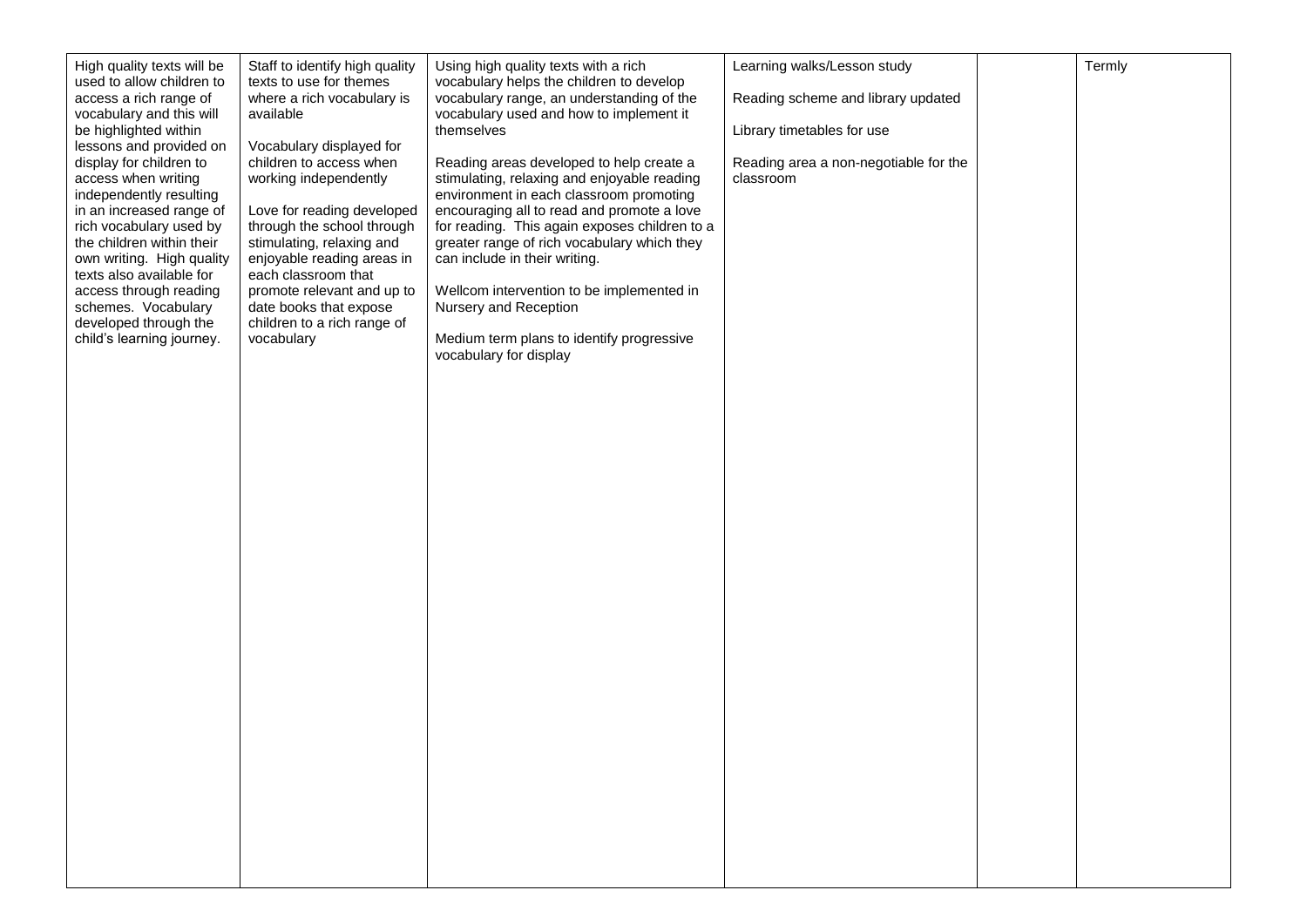| | | | | | |
|---|---|---|---|---|---|
| High quality texts will be used to allow children to access a rich range of vocabulary and this will be highlighted within lessons and provided on display for children to access when writing independently resulting in an increased range of rich vocabulary used by the children within their own writing. High quality texts also available for access through reading schemes. Vocabulary developed through the child's learning journey. | Staff to identify high quality texts to use for themes where a rich vocabulary is available<br><br>Vocabulary displayed for children to access when working independently<br><br>Love for reading developed through the school through stimulating, relaxing and enjoyable reading areas in each classroom that promote relevant and up to date books that expose children to a rich range of vocabulary | Using high quality texts with a rich vocabulary helps the children to develop vocabulary range, an understanding of the vocabulary used and how to implement it themselves<br><br>Reading areas developed to help create a stimulating, relaxing and enjoyable reading environment in each classroom promoting encouraging all to read and promote a love for reading. This again exposes children to a greater range of rich vocabulary which they can include in their writing.<br><br>Wellcom intervention to be implemented in Nursery and Reception<br><br>Medium term plans to identify progressive vocabulary for display | Learning walks/Lesson study<br><br>Reading scheme and library updated<br><br>Library timetables for use<br><br>Reading area a non-negotiable for the classroom | | Termly |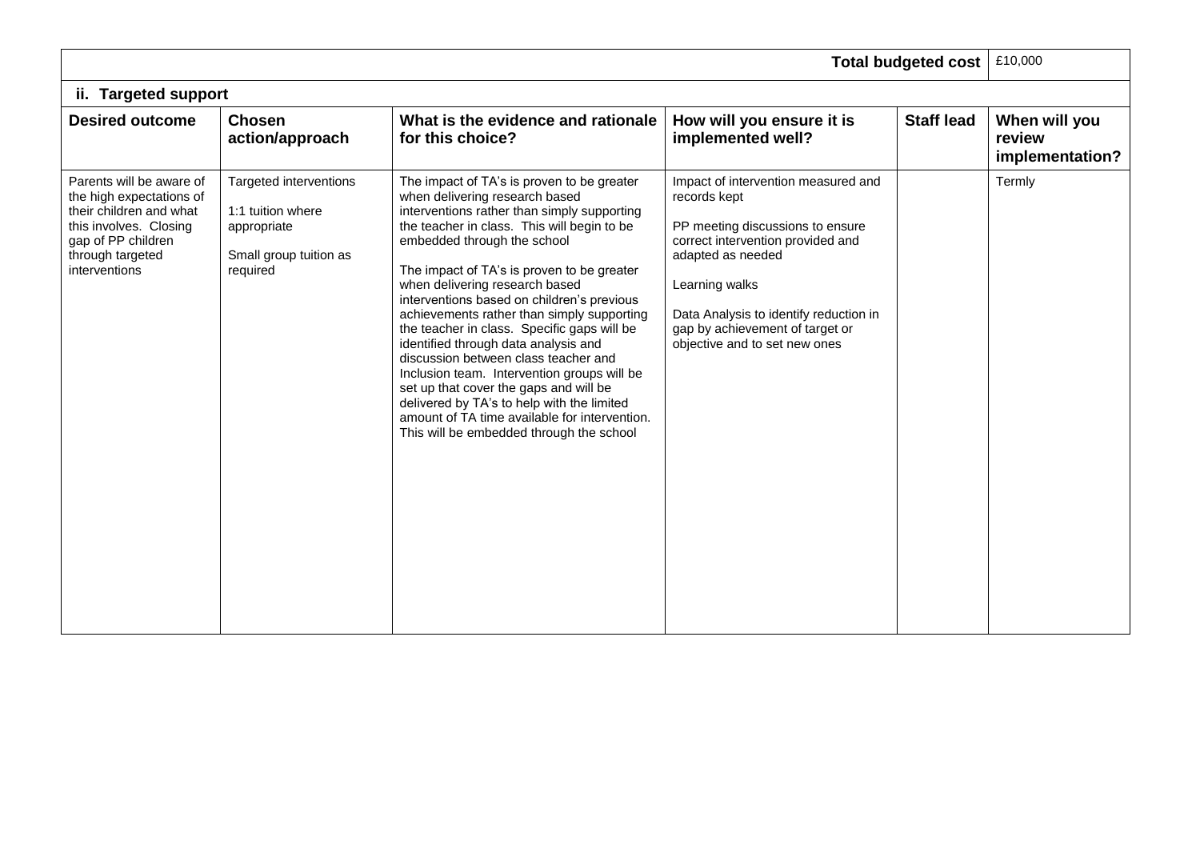| | | | | Total budgeted cost | £10,000 |
|---|---|---|---|---|---|

### ii. Targeted support

| Desired outcome | Chosen action/approach | What is the evidence and rationale for this choice? | How will you ensure it is implemented well? | Staff lead | When will you review implementation? |
|---|---|---|---|---|---|
| Parents will be aware of the high expectations of their children and what this involves. Closing gap of PP children through targeted interventions | Targeted interventions<br><br>1:1 tuition where appropriate<br><br>Small group tuition as required | The impact of TA's is proven to be greater when delivering research based interventions rather than simply supporting the teacher in class. This will begin to be embedded through the school<br><br>The impact of TA's is proven to be greater when delivering research based interventions based on children's previous achievements rather than simply supporting the teacher in class. Specific gaps will be identified through data analysis and discussion between class teacher and Inclusion team. Intervention groups will be set up that cover the gaps and will be delivered by TA's to help with the limited amount of TA time available for intervention. This will be embedded through the school | Impact of intervention measured and records kept<br><br>PP meeting discussions to ensure correct intervention provided and adapted as needed<br><br>Learning walks<br><br>Data Analysis to identify reduction in gap by achievement of target or objective and to set new ones | | Termly |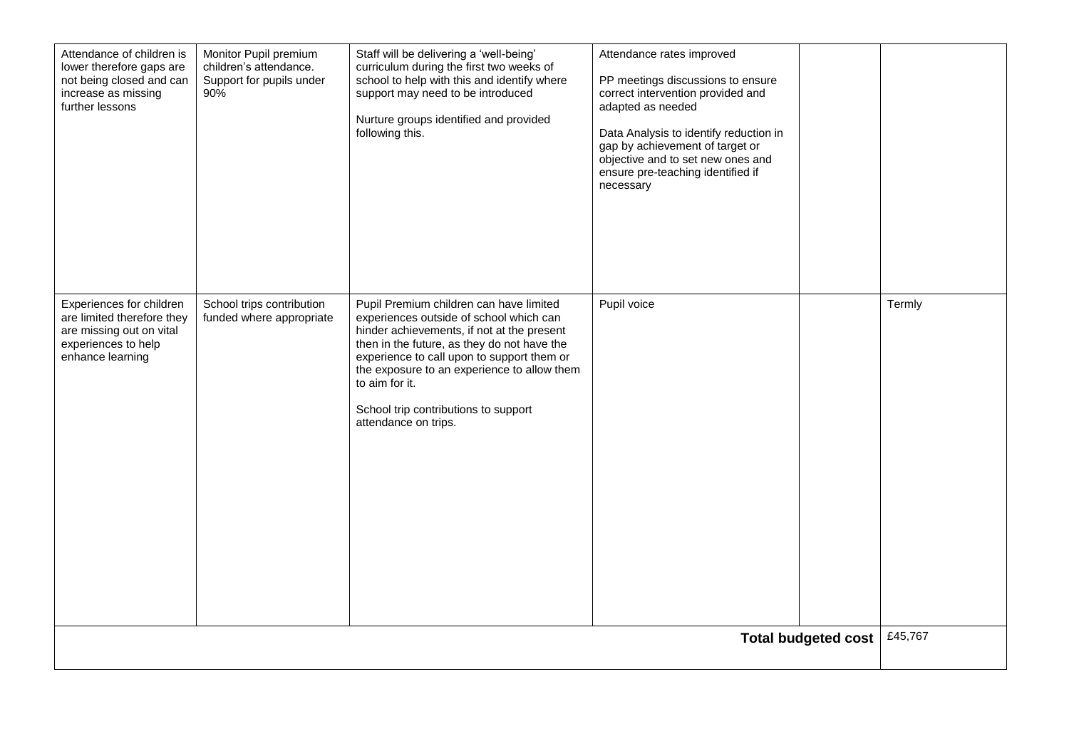| | | | | | |
|---|---|---|---|---|---|
| Attendance of children is lower therefore gaps are not being closed and can increase as missing further lessons | Monitor Pupil premium children's attendance. Support for pupils under 90% | Staff will be delivering a 'well-being' curriculum during the first two weeks of school to help with this and identify where support may need to be introduced<br><br>Nurture groups identified and provided following this. | Attendance rates improved<br><br>PP meetings discussions to ensure correct intervention provided and adapted as needed<br><br>Data Analysis to identify reduction in gap by achievement of target or objective and to set new ones and ensure pre-teaching identified if necessary | | |
| Experiences for children are limited therefore they are missing out on vital experiences to help enhance learning | School trips contribution funded where appropriate | Pupil Premium children can have limited experiences outside of school which can hinder achievements, if not at the present then in the future, as they do not have the experience to call upon to support them or the exposure to an experience to allow them to aim for it.<br><br>School trip contributions to support attendance on trips. | Pupil voice | | Termly |
| | | | | **Total budgeted cost** | £45,767 |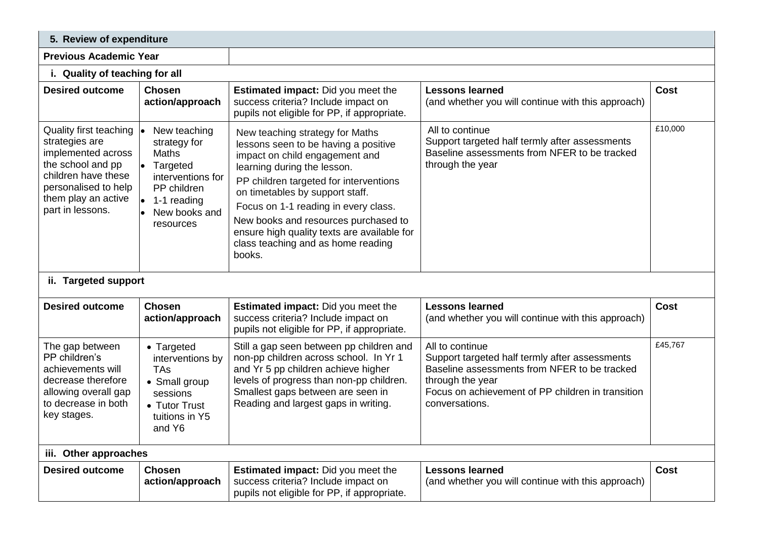| 5. Review of expenditure | | | | |
|---|---|---|---|---|
| **Previous Academic Year** | | | | |
| **i. Quality of teaching for all** | | | | |
| **Desired outcome** | **Chosen action/approach** | **Estimated impact:** Did you meet the success criteria? Include impact on pupils not eligible for PP, if appropriate. | **Lessons learned** (and whether you will continue with this approach) | **Cost** |
| Quality first teaching strategies are implemented across the school and pp children have these personalised to help them play an active part in lessons. | • New teaching strategy for Maths<br>• Targeted interventions for PP children<br>• 1-1 reading<br>• New books and resources | New teaching strategy for Maths lessons seen to be having a positive impact on child engagement and learning during the lesson.<br>PP children targeted for interventions on timetables by support staff.<br>Focus on 1-1 reading in every class.<br>New books and resources purchased to ensure high quality texts are available for class teaching and as home reading books. | All to continue<br>Support targeted half termly after assessments<br>Baseline assessments from NFER to be tracked through the year | £10,000 |
| **ii. Targeted support** | | | | |
| **Desired outcome** | **Chosen action/approach** | **Estimated impact:** Did you meet the success criteria? Include impact on pupils not eligible for PP, if appropriate. | **Lessons learned** (and whether you will continue with this approach) | **Cost** |
| The gap between PP children's achievements will decrease therefore allowing overall gap to decrease in both key stages. | • Targeted interventions by TAs<br>• Small group sessions<br>• Tutor Trust tuitions in Y5 and Y6 | Still a gap seen between pp children and non-pp children across school. In Yr 1 and Yr 5 pp children achieve higher levels of progress than non-pp children. Smallest gaps between are seen in Reading and largest gaps in writing. | All to continue<br>Support targeted half termly after assessments<br>Baseline assessments from NFER to be tracked through the year<br>Focus on achievement of PP children in transition conversations. | £45,767 |
| **iii. Other approaches** | | | | |
| **Desired outcome** | **Chosen action/approach** | **Estimated impact:** Did you meet the success criteria? Include impact on pupils not eligible for PP, if appropriate. | **Lessons learned** (and whether you will continue with this approach) | **Cost** |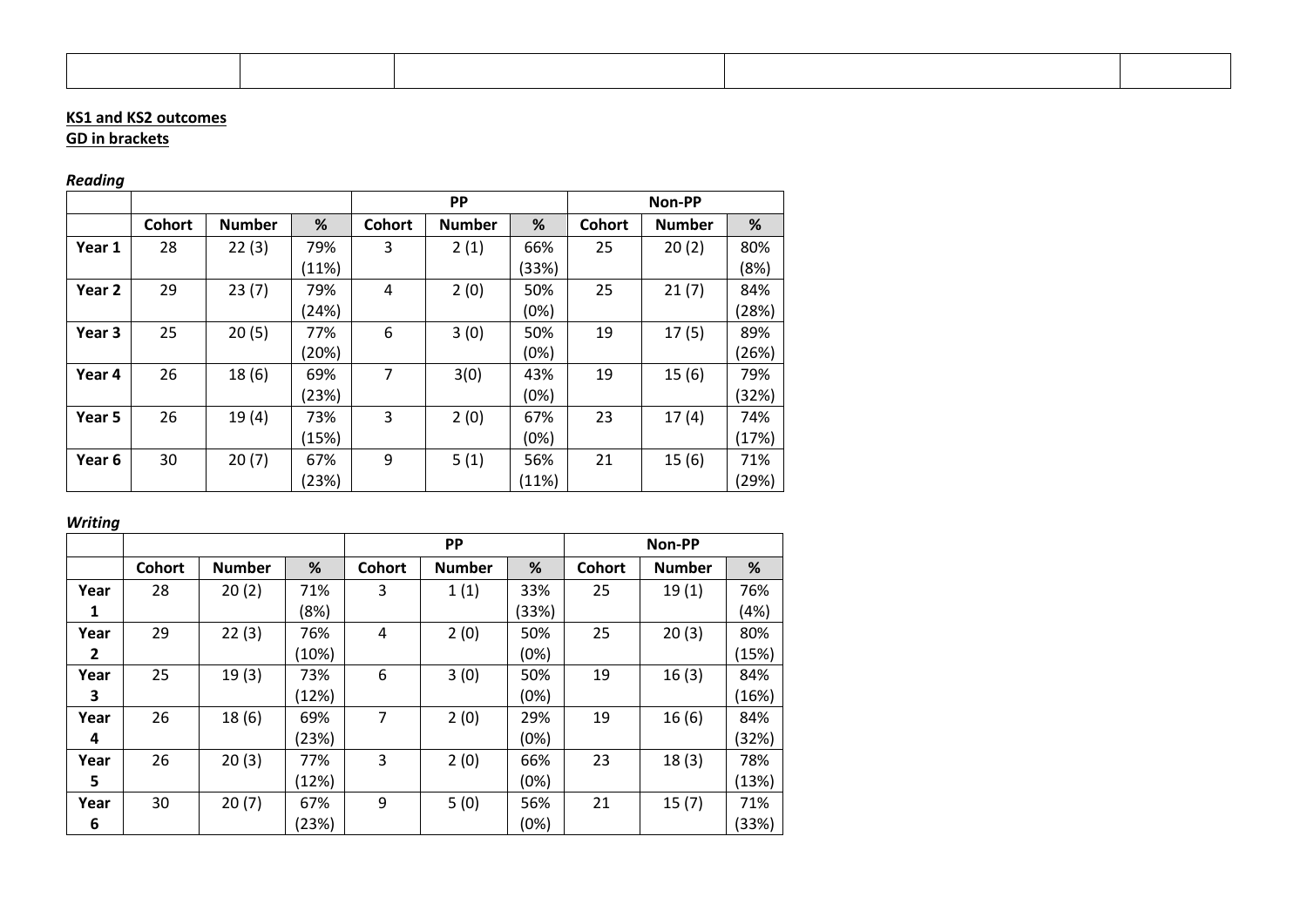| | | | | |
|---|---|---|---|---|
| | | | | |

**KS1 and KS2 outcomes**
**GD in brackets**

***Reading***

| | | | | PP | | | Non-PP | | |
|---|---|---|---|---|---|---|---|---|---|
| | **Cohort** | **Number** | **%** | **Cohort** | **Number** | **%** | **Cohort** | **Number** | **%** |
| **Year 1** | 28 | 22 (3) | 79% (11%) | 3 | 2 (1) | 66% (33%) | 25 | 20 (2) | 80% (8%) |
| **Year 2** | 29 | 23 (7) | 79% (24%) | 4 | 2 (0) | 50% (0%) | 25 | 21 (7) | 84% (28%) |
| **Year 3** | 25 | 20 (5) | 77% (20%) | 6 | 3 (0) | 50% (0%) | 19 | 17 (5) | 89% (26%) |
| **Year 4** | 26 | 18 (6) | 69% (23%) | 7 | 3(0) | 43% (0%) | 19 | 15 (6) | 79% (32%) |
| **Year 5** | 26 | 19 (4) | 73% (15%) | 3 | 2 (0) | 67% (0%) | 23 | 17 (4) | 74% (17%) |
| **Year 6** | 30 | 20 (7) | 67% (23%) | 9 | 5 (1) | 56% (11%) | 21 | 15 (6) | 71% (29%) |

***Writing***

| | | | | PP | | | Non-PP | | |
|---|---|---|---|---|---|---|---|---|---|
| | **Cohort** | **Number** | **%** | **Cohort** | **Number** | **%** | **Cohort** | **Number** | **%** |
| **Year 1** | 28 | 20 (2) | 71% (8%) | 3 | 1 (1) | 33% (33%) | 25 | 19 (1) | 76% (4%) |
| **Year 2** | 29 | 22 (3) | 76% (10%) | 4 | 2 (0) | 50% (0%) | 25 | 20 (3) | 80% (15%) |
| **Year 3** | 25 | 19 (3) | 73% (12%) | 6 | 3 (0) | 50% (0%) | 19 | 16 (3) | 84% (16%) |
| **Year 4** | 26 | 18 (6) | 69% (23%) | 7 | 2 (0) | 29% (0%) | 19 | 16 (6) | 84% (32%) |
| **Year 5** | 26 | 20 (3) | 77% (12%) | 3 | 2 (0) | 66% (0%) | 23 | 18 (3) | 78% (13%) |
| **Year 6** | 30 | 20 (7) | 67% (23%) | 9 | 5 (0) | 56% (0%) | 21 | 15 (7) | 71% (33%) |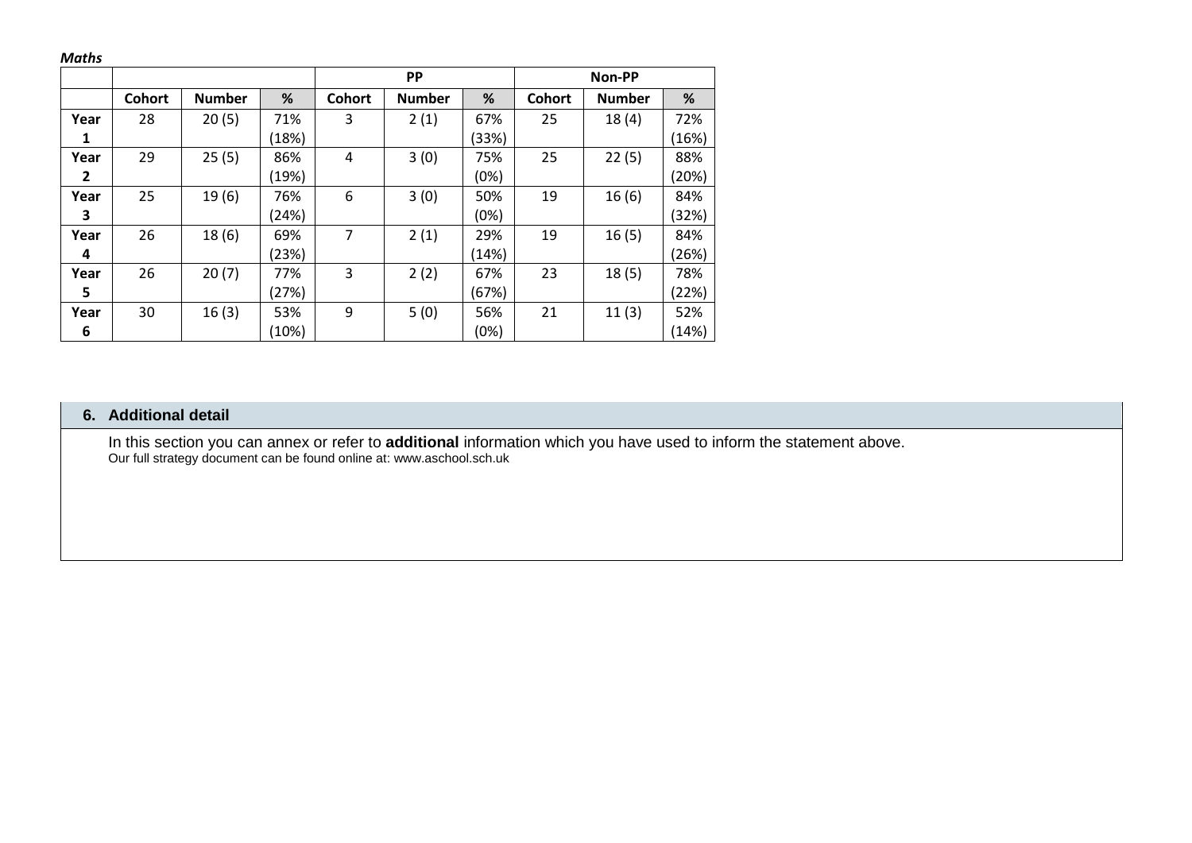***Maths***

| | | | | PP | | | Non-PP | | |
|---|---|---|---|---|---|---|---|---|---|
| | **Cohort** | **Number** | **%** | **Cohort** | **Number** | **%** | **Cohort** | **Number** | **%** |
| **Year 1** | 28 | 20 (5) | 71% (18%) | 3 | 2 (1) | 67% (33%) | 25 | 18 (4) | 72% (16%) |
| **Year 2** | 29 | 25 (5) | 86% (19%) | 4 | 3 (0) | 75% (0%) | 25 | 22 (5) | 88% (20%) |
| **Year 3** | 25 | 19 (6) | 76% (24%) | 6 | 3 (0) | 50% (0%) | 19 | 16 (6) | 84% (32%) |
| **Year 4** | 26 | 18 (6) | 69% (23%) | 7 | 2 (1) | 29% (14%) | 19 | 16 (5) | 84% (26%) |
| **Year 5** | 26 | 20 (7) | 77% (27%) | 3 | 2 (2) | 67% (67%) | 23 | 18 (5) | 78% (22%) |
| **Year 6** | 30 | 16 (3) | 53% (10%) | 9 | 5 (0) | 56% (0%) | 21 | 11 (3) | 52% (14%) |

| **6. Additional detail** |
|---|
| In this section you can annex or refer to **additional** information which you have used to inform the statement above. Our full strategy document can be found online at: www.aschool.sch.uk |